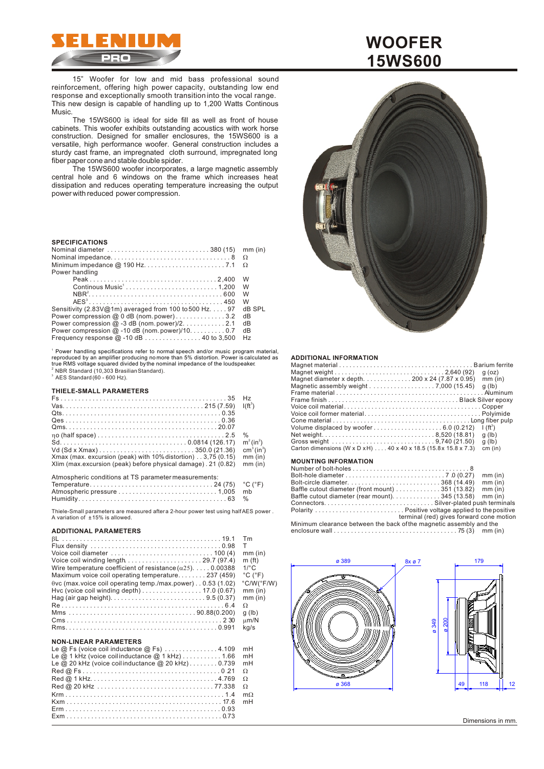# WOOFER 15WS600

15" Woofer for low and mid bass professional sound reinforcement, offering high power capacity, outstanding low end response and exceptionally smooth transition into the vocal range. This new design is capable of handling up to 1,200 Watts Continous Music.

The 15WS600 is ideal for side fill as well as front of house cabinets. This woofer exhibits outstanding acoustics with work horse construction. Designed for smaller enclosures, the 15WS600 is a versatile, high performance woofer. General construction includes a sturdy cast frame, an impregnated cloth surround, impregnated long fiber paper cone and stable double spider.

The 15WS600 woofer incorporates, a large magnetic assembly central hole and 6 windows on the frame which increases heat dissipation and reduces operating temperature increasing the output power with reduced power compression.

## SPECIFICATIONS

| Parameter | Value | Unit |
|---|---|---|
| Nominal diameter | 380 (15) | mm (in) |
| Nominal impedance | 8 | Ω |
| Minimum impedance @ 190 Hz | 7.1 | Ω |
| Power handling | | |
| Peak | 2,400 | W |
| Continous Music[1] | 1,200 | W |
| NBR[2] | 600 | W |
| AES[3] | 450 | W |
| Sensitivity (2.83V@1m) averaged from 100 to 500 Hz | 97 | dB SPL |
| Power compression @ 0 dB (nom. power) | 3.2 | dB |
| Power compression @ -3 dB (nom. power)/2 | 2.1 | dB |
| Power compression @ -10 dB (nom. power)/10 | 0.7 | dB |
| Frequency response @ -10 dB | 40 to 3,500 | Hz |

[1] Power handling specifications refer to normal speech and/or music program material, reproduced by an amplifier producing no more than 5% distortion. Power is calculated as true RMS voltage squared divided by the nominal impedance of the loudspeaker.
[2] NBR Standard (10,303 Brasilian Standard).
[3] AES Standard (60 - 600 Hz).

## THIELE-SMALL PARAMETERS

| Parameter | Value | Unit |
|---|---|---|
| Fs | 35 | Hz |
| Vas | 215 (7.59) | l (ft³) |
| Qts | 0.35 | |
| Qes | 0.36 | |
| Qms | 20.07 | |
| ηo (half space) | 2.5 | % |
| Sd | 0.0814 (126.17) | m² (in²) |
| Vd (Sd x Xmax) | 350.0 (21.36) | cm³ (in³) |
| Xmax (max. excursion (peak) with 10% distortion) | 3,75 (0.15) | mm (in) |
| Xlim (max.excursion (peak) before physical damage) | 21 (0.82) | mm (in) |

Atmospheric conditions at TS parameter measurements:

| Parameter | Value | Unit |
|---|---|---|
| Temperature | 24 (75) | °C (°F) |
| Atmospheric pressure | 1,005 | mb |
| Humidity | 63 | % |

Thiele-Small parameters are measured after a 2-hour power test using half AES power. A variation of ±15% is allowed.

## ADDITIONAL PARAMETERS

| Parameter | Value | Unit |
|---|---|---|
| βL | 19.1 | Tm |
| Flux density | 0.98 | T |
| Voice coil diameter | 100 (4) | mm (in) |
| Voice coil winding length | 29.7 (97.4) | m (ft) |
| Wire temperature coefficient of resistance (α25) | 0.00388 | 1/°C |
| Maximum voice coil operating temperature | 237 (459) | °C (°F) |
| θvc (max.voice coil operating temp./max.power) | 0.53 (1.02) | °C/W(°F/W) |
| Hvc (voice coil winding depth) | 17.0 (0.67) | mm (in) |
| Hag (air gap height) | 9.5 (0.37) | mm (in) |
| Re | 6.4 | Ω |
| Mms | 90.88(0.200) | g (lb) |
| Cms | 2 30 | μm/N |
| Rms | 0.991 | kg/s |

## NON-LINEAR PARAMETERS

| Parameter | Value | Unit |
|---|---|---|
| Le @ Fs (voice coil inductance @ Fs) | 4.109 | mH |
| Le @ 1 kHz (voice coil inductance @ 1 kHz) | 1.66 | mH |
| Le @ 20 kHz (voice coil inductance @ 20 kHz) | 0.739 | mH |
| Red @ Fs | 0 21 | Ω |
| Red @ 1 kHz | 4.769 | Ω |
| Red @ 20 kHz | 77.338 | Ω |
| Krm | 1.4 | mΩ |
| Kxm | 17.6 | mH |
| Erm | 0.93 | |
| Exm | 0.73 | |

## ADDITIONAL INFORMATION

| Parameter | Value | Unit |
|---|---|---|
| Magnet material | Barium ferrite | |
| Magnet weight | 2,640 (92) | g (oz) |
| Magnet diameter x depth | 200 x 24 (7.87 x 0.95) | mm (in) |
| Magnetic assembly weight | 7,000 (15.45) | g (lb) |
| Frame material | Aluminum | |
| Frame finish | Black Silver epoxy | |
| Voice coil material | Copper | |
| Voice coil former material | Polyimide | |
| Cone material | Long fiber pulp | |
| Volume displaced by woofer | 6.0 (0.212) | l (ft³) |
| Net weight | 8,520 (18.81) | g (lb) |
| Gross weight | 9,740 (21.50) | g (lb) |
| Carton dimensions (W x D x H) | 40 x 40 x 18.5 (15.8 x 15.8 x 7.3) | cm (in) |

## MOUNTING INFORMATION

| Parameter | Value | Unit |
|---|---|---|
| Number of bolt-holes | 8 | |
| Bolt-hole diameter | 7 .0 (0.27) | mm (in) |
| Bolt-circle diameter | 368 (14.49) | mm (in) |
| Baffle cutout diameter (front mount) | 351 (13.82) | mm (in) |
| Baffle cutout diameter (rear mount) | 345 (13.58) | mm (in) |
| Connectors | Silver-plated push terminals | |
| Polarity | Positive voltage applied to the positive terminal (red) gives forward cone motion | |
| Minimum clearance between the back of the magnetic assembly and the enclosure wall | 75 (3) | mm (in) |

ø 389, 8x ø 7, ø 368, ø 349, ø 200, 179, 49, 118, 12

Dimensions in mm.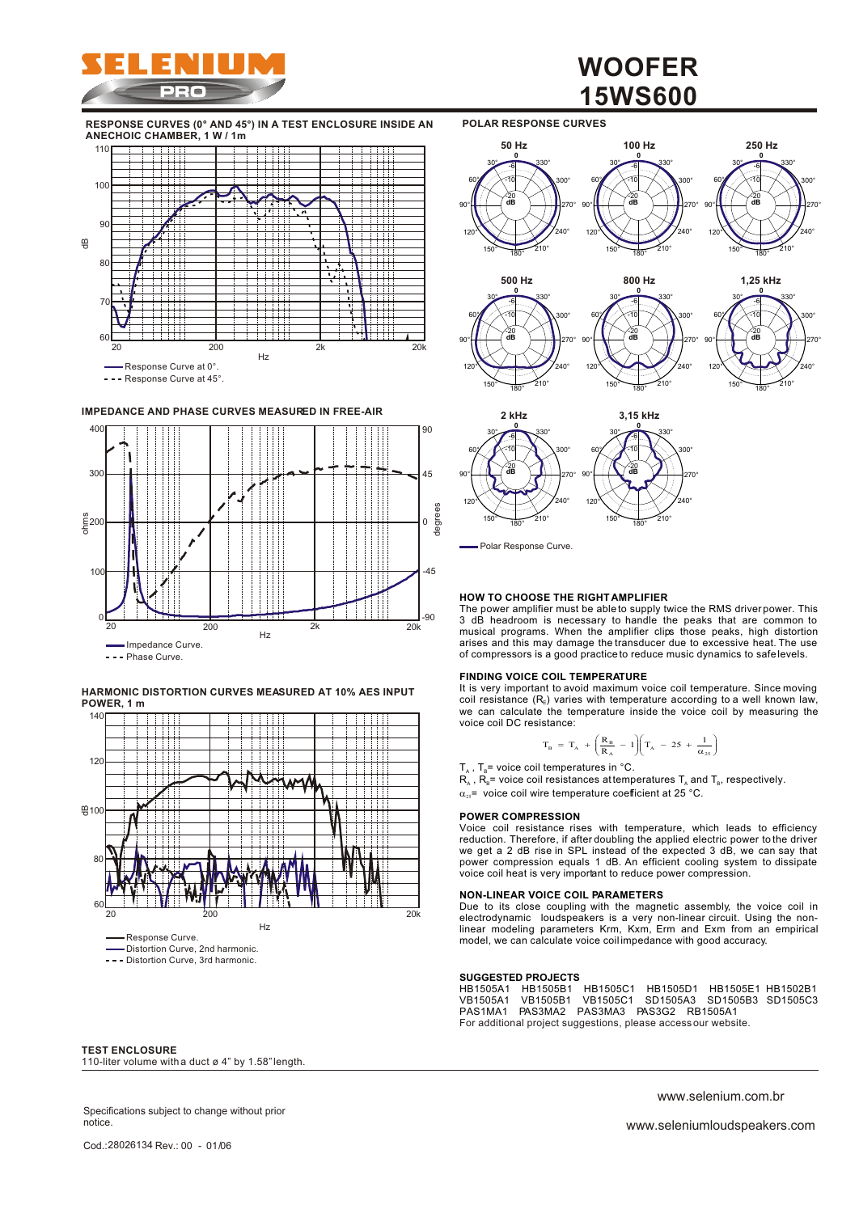# WOOFER 15WS600

### RESPONSE CURVES (0° AND 45°) IN A TEST ENCLOSURE INSIDE AN ANECHOIC CHAMBER, 1 W / 1m

110
100
90
80
70
60
dB
20
200
2k
20k
Hz

Response Curve at 0°.
Response Curve at 45°.

### IMPEDANCE AND PHASE CURVES MEASURED IN FREE-AIR

400
300
200
100
0
ohms
90
45
0
-45
-90
degrees
20
200
2k
20k
Hz

Impedance Curve.
Phase Curve.

### HARMONIC DISTORTION CURVES MEASURED AT 10% AES INPUT POWER, 1 m

140
120
100
80
60
dB
20
200
20k
Hz

Response Curve.
Distortion Curve, 2nd harmonic.
Distortion Curve, 3rd harmonic.

### TEST ENCLOSURE

110-liter volume with a duct ø 4" by 1.58" length.

### POLAR RESPONSE CURVES

50 Hz
100 Hz
250 Hz
500 Hz
800 Hz
1,25 kHz
2 kHz
3,15 kHz

Polar Response Curve.

### HOW TO CHOOSE THE RIGHT AMPLIFIER

The power amplifier must be able to supply twice the RMS driver power. This 3 dB headroom is necessary to handle the peaks that are common to musical programs. When the amplifier clips those peaks, high distortion arises and this may damage the transducer due to excessive heat. The use of compressors is a good practice to reduce music dynamics to safe levels.

### FINDING VOICE COIL TEMPERATURE

It is very important to avoid maximum voice coil temperature. Since moving coil resistance ($R_E$) varies with temperature according to a well known law, we can calculate the temperature inside the voice coil by measuring the voice coil DC resistance:

$$T_B = T_A + \left(\frac{R_B}{R_A} - 1\right)\left(T_A - 25 + \frac{1}{\alpha_{25}}\right)$$

$T_A$, $T_B$ = voice coil temperatures in °C.
$R_A$, $R_B$ = voice coil resistances at temperatures $T_A$ and $T_B$, respectively.
$\alpha_{25}$ = voice coil wire temperature coefficient at 25 °C.

### POWER COMPRESSION

Voice coil resistance rises with temperature, which leads to efficiency reduction. Therefore, if after doubling the applied electric power to the driver we get a 2 dB rise in SPL instead of the expected 3 dB, we can say that power compression equals 1 dB. An efficient cooling system to dissipate voice coil heat is very important to reduce power compression.

### NON-LINEAR VOICE COIL PARAMETERS

Due to its close coupling with the magnetic assembly, the voice coil in electrodynamic loudspeakers is a very non-linear circuit. Using the non-linear modeling parameters Krm, Kxm, Erm and Exm from an empirical model, we can calculate voice coil impedance with good accuracy.

### SUGGESTED PROJECTS

HB1505A1 HB1505B1 HB1505C1 HB1505D1 HB1505E1 HB1502B1
VB1505A1 VB1505B1 VB1505C1 SD1505A3 SD1505B3 SD1505C3
PAS1MA1 PAS3MA2 PAS3MA3 PAS3G2 RB1505A1
For additional project suggestions, please access our website.

Specifications subject to change without prior notice.

www.selenium.com.br
www.seleniumloudspeakers.com

Cod.:28026134 Rev.: 00 - 01/06